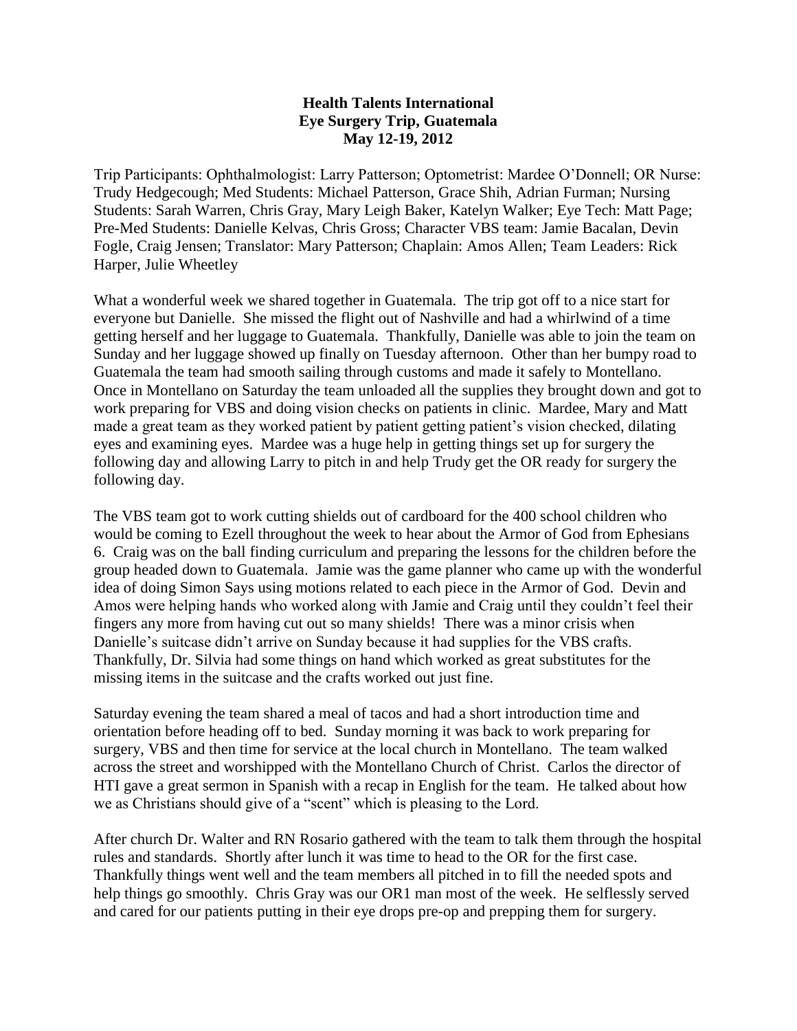**Health Talents International**
**Eye Surgery Trip, Guatemala**
**May 12-19, 2012**

Trip Participants: Ophthalmologist: Larry Patterson; Optometrist: Mardee O'Donnell; OR Nurse: Trudy Hedgecough; Med Students: Michael Patterson, Grace Shih, Adrian Furman; Nursing Students: Sarah Warren, Chris Gray, Mary Leigh Baker, Katelyn Walker; Eye Tech: Matt Page; Pre-Med Students: Danielle Kelvas, Chris Gross; Character VBS team: Jamie Bacalan, Devin Fogle, Craig Jensen; Translator: Mary Patterson; Chaplain: Amos Allen; Team Leaders: Rick Harper, Julie Wheetley

What a wonderful week we shared together in Guatemala. The trip got off to a nice start for everyone but Danielle. She missed the flight out of Nashville and had a whirlwind of a time getting herself and her luggage to Guatemala. Thankfully, Danielle was able to join the team on Sunday and her luggage showed up finally on Tuesday afternoon. Other than her bumpy road to Guatemala the team had smooth sailing through customs and made it safely to Montellano. Once in Montellano on Saturday the team unloaded all the supplies they brought down and got to work preparing for VBS and doing vision checks on patients in clinic. Mardee, Mary and Matt made a great team as they worked patient by patient getting patient's vision checked, dilating eyes and examining eyes. Mardee was a huge help in getting things set up for surgery the following day and allowing Larry to pitch in and help Trudy get the OR ready for surgery the following day.

The VBS team got to work cutting shields out of cardboard for the 400 school children who would be coming to Ezell throughout the week to hear about the Armor of God from Ephesians 6. Craig was on the ball finding curriculum and preparing the lessons for the children before the group headed down to Guatemala. Jamie was the game planner who came up with the wonderful idea of doing Simon Says using motions related to each piece in the Armor of God. Devin and Amos were helping hands who worked along with Jamie and Craig until they couldn't feel their fingers any more from having cut out so many shields! There was a minor crisis when Danielle's suitcase didn't arrive on Sunday because it had supplies for the VBS crafts. Thankfully, Dr. Silvia had some things on hand which worked as great substitutes for the missing items in the suitcase and the crafts worked out just fine.

Saturday evening the team shared a meal of tacos and had a short introduction time and orientation before heading off to bed. Sunday morning it was back to work preparing for surgery, VBS and then time for service at the local church in Montellano. The team walked across the street and worshipped with the Montellano Church of Christ. Carlos the director of HTI gave a great sermon in Spanish with a recap in English for the team. He talked about how we as Christians should give of a "scent" which is pleasing to the Lord.

After church Dr. Walter and RN Rosario gathered with the team to talk them through the hospital rules and standards. Shortly after lunch it was time to head to the OR for the first case. Thankfully things went well and the team members all pitched in to fill the needed spots and help things go smoothly. Chris Gray was our OR1 man most of the week. He selflessly served and cared for our patients putting in their eye drops pre-op and prepping them for surgery.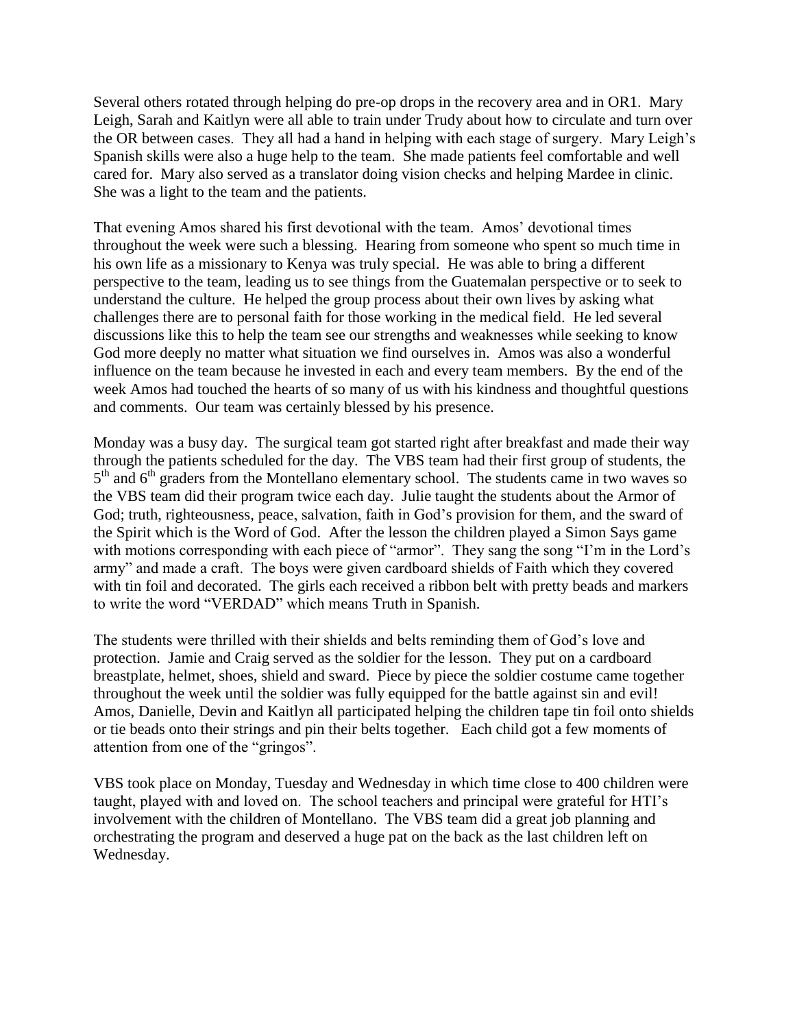Several others rotated through helping do pre-op drops in the recovery area and in OR1. Mary Leigh, Sarah and Kaitlyn were all able to train under Trudy about how to circulate and turn over the OR between cases. They all had a hand in helping with each stage of surgery. Mary Leigh's Spanish skills were also a huge help to the team. She made patients feel comfortable and well cared for. Mary also served as a translator doing vision checks and helping Mardee in clinic. She was a light to the team and the patients.

That evening Amos shared his first devotional with the team. Amos' devotional times throughout the week were such a blessing. Hearing from someone who spent so much time in his own life as a missionary to Kenya was truly special. He was able to bring a different perspective to the team, leading us to see things from the Guatemalan perspective or to seek to understand the culture. He helped the group process about their own lives by asking what challenges there are to personal faith for those working in the medical field. He led several discussions like this to help the team see our strengths and weaknesses while seeking to know God more deeply no matter what situation we find ourselves in. Amos was also a wonderful influence on the team because he invested in each and every team members. By the end of the week Amos had touched the hearts of so many of us with his kindness and thoughtful questions and comments. Our team was certainly blessed by his presence.

Monday was a busy day. The surgical team got started right after breakfast and made their way through the patients scheduled for the day. The VBS team had their first group of students, the 5th and 6th graders from the Montellano elementary school. The students came in two waves so the VBS team did their program twice each day. Julie taught the students about the Armor of God; truth, righteousness, peace, salvation, faith in God's provision for them, and the sward of the Spirit which is the Word of God. After the lesson the children played a Simon Says game with motions corresponding with each piece of "armor". They sang the song "I'm in the Lord's army" and made a craft. The boys were given cardboard shields of Faith which they covered with tin foil and decorated. The girls each received a ribbon belt with pretty beads and markers to write the word "VERDAD" which means Truth in Spanish.

The students were thrilled with their shields and belts reminding them of God's love and protection. Jamie and Craig served as the soldier for the lesson. They put on a cardboard breastplate, helmet, shoes, shield and sward. Piece by piece the soldier costume came together throughout the week until the soldier was fully equipped for the battle against sin and evil! Amos, Danielle, Devin and Kaitlyn all participated helping the children tape tin foil onto shields or tie beads onto their strings and pin their belts together. Each child got a few moments of attention from one of the "gringos".

VBS took place on Monday, Tuesday and Wednesday in which time close to 400 children were taught, played with and loved on. The school teachers and principal were grateful for HTI's involvement with the children of Montellano. The VBS team did a great job planning and orchestrating the program and deserved a huge pat on the back as the last children left on Wednesday.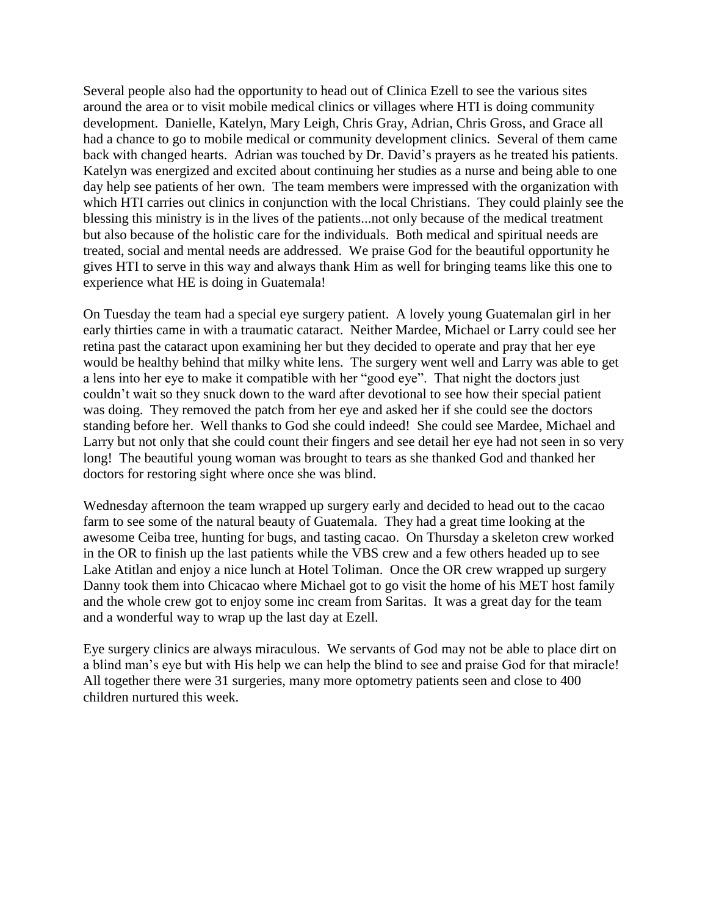Several people also had the opportunity to head out of Clinica Ezell to see the various sites around the area or to visit mobile medical clinics or villages where HTI is doing community development. Danielle, Katelyn, Mary Leigh, Chris Gray, Adrian, Chris Gross, and Grace all had a chance to go to mobile medical or community development clinics. Several of them came back with changed hearts. Adrian was touched by Dr. David's prayers as he treated his patients. Katelyn was energized and excited about continuing her studies as a nurse and being able to one day help see patients of her own. The team members were impressed with the organization with which HTI carries out clinics in conjunction with the local Christians. They could plainly see the blessing this ministry is in the lives of the patients...not only because of the medical treatment but also because of the holistic care for the individuals. Both medical and spiritual needs are treated, social and mental needs are addressed. We praise God for the beautiful opportunity he gives HTI to serve in this way and always thank Him as well for bringing teams like this one to experience what HE is doing in Guatemala!

On Tuesday the team had a special eye surgery patient. A lovely young Guatemalan girl in her early thirties came in with a traumatic cataract. Neither Mardee, Michael or Larry could see her retina past the cataract upon examining her but they decided to operate and pray that her eye would be healthy behind that milky white lens. The surgery went well and Larry was able to get a lens into her eye to make it compatible with her "good eye". That night the doctors just couldn't wait so they snuck down to the ward after devotional to see how their special patient was doing. They removed the patch from her eye and asked her if she could see the doctors standing before her. Well thanks to God she could indeed! She could see Mardee, Michael and Larry but not only that she could count their fingers and see detail her eye had not seen in so very long! The beautiful young woman was brought to tears as she thanked God and thanked her doctors for restoring sight where once she was blind.

Wednesday afternoon the team wrapped up surgery early and decided to head out to the cacao farm to see some of the natural beauty of Guatemala. They had a great time looking at the awesome Ceiba tree, hunting for bugs, and tasting cacao. On Thursday a skeleton crew worked in the OR to finish up the last patients while the VBS crew and a few others headed up to see Lake Atitlan and enjoy a nice lunch at Hotel Toliman. Once the OR crew wrapped up surgery Danny took them into Chicacao where Michael got to go visit the home of his MET host family and the whole crew got to enjoy some inc cream from Saritas. It was a great day for the team and a wonderful way to wrap up the last day at Ezell.

Eye surgery clinics are always miraculous. We servants of God may not be able to place dirt on a blind man's eye but with His help we can help the blind to see and praise God for that miracle! All together there were 31 surgeries, many more optometry patients seen and close to 400 children nurtured this week.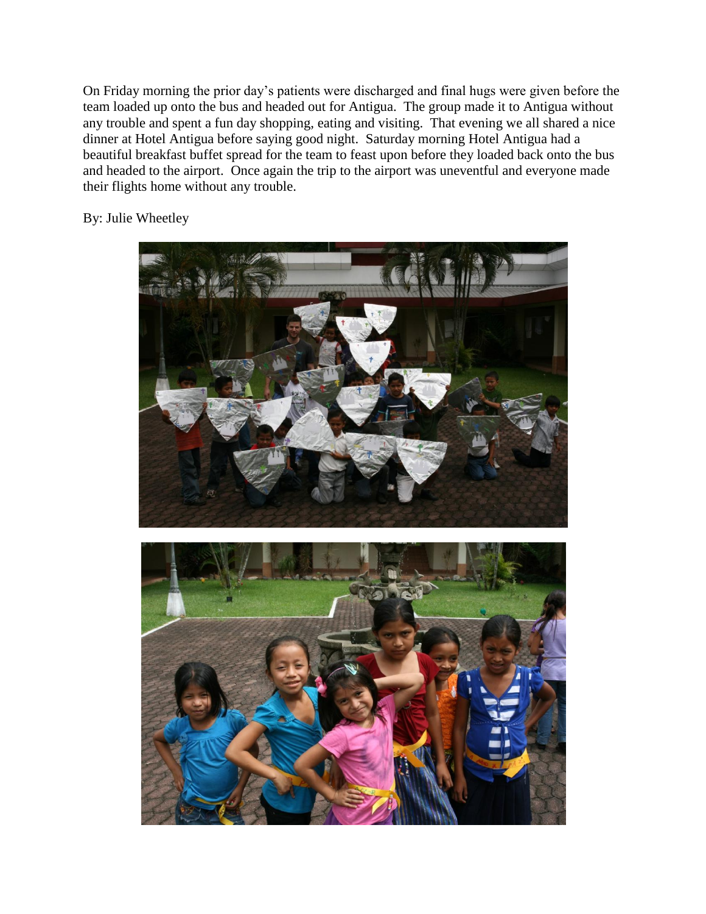On Friday morning the prior day's patients were discharged and final hugs were given before the team loaded up onto the bus and headed out for Antigua. The group made it to Antigua without any trouble and spent a fun day shopping, eating and visiting. That evening we all shared a nice dinner at Hotel Antigua before saying good night. Saturday morning Hotel Antigua had a beautiful breakfast buffet spread for the team to feast upon before they loaded back onto the bus and headed to the airport. Once again the trip to the airport was uneventful and everyone made their flights home without any trouble.

By: Julie Wheetley